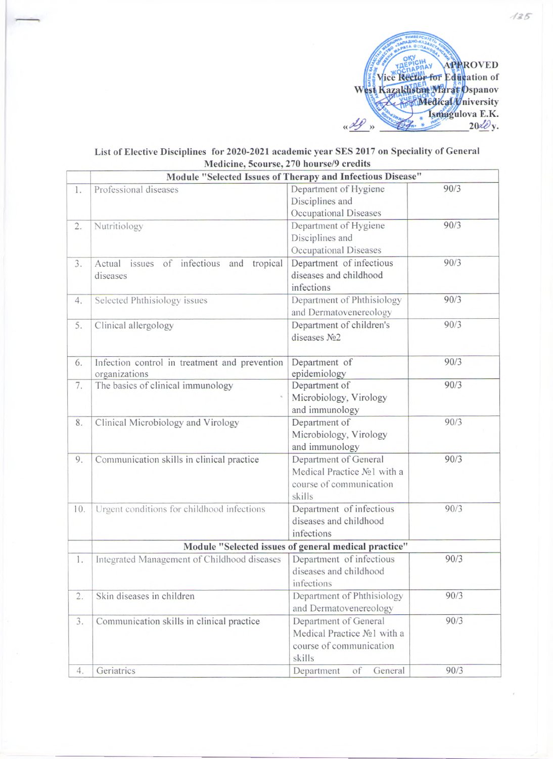APPROVED
Vice Rector for Education of
West Kazakhstan Marat Ospanov
Medical University
Ismagulova E.K.
«29» ____________ 2020 y.

**List of Elective Disciplines for 2020-2021 academic year SES 2017 on Speciality of General Medicine, 5course, 270 hourse/9 credits**

| | Module "Selected Issues of Therapy and Infectious Disease" | | |
|---|---|---|---|
| 1. | Professional diseases | Department of Hygiene Disciplines and Occupational Diseases | 90/3 |
| 2. | Nutritiology | Department of Hygiene Disciplines and Occupational Diseases | 90/3 |
| 3. | Actual issues of infectious and tropical diseases | Department of infectious diseases and childhood infections | 90/3 |
| 4. | Selected Phthisiology issues | Department of Phthisiology and Dermatovenereology | 90/3 |
| 5. | Clinical allergology | Department of children's diseases №2 | 90/3 |
| 6. | Infection control in treatment and prevention organizations | Department of epidemiology | 90/3 |
| 7. | The basics of clinical immunology | Department of Microbiology, Virology and immunology | 90/3 |
| 8. | Clinical Microbiology and Virology | Department of Microbiology, Virology and immunology | 90/3 |
| 9. | Communication skills in clinical practice | Department of General Medical Practice №1 with a course of communication skills | 90/3 |
| 10. | Urgent conditions for childhood infections | Department of infectious diseases and childhood infections | 90/3 |
| | **Module "Selected issues of general medical practice"** | | |
| 1. | Integrated Management of Childhood diseases | Department of infectious diseases and childhood infections | 90/3 |
| 2. | Skin diseases in children | Department of Phthisiology and Dermatovenereology | 90/3 |
| 3. | Communication skills in clinical practice | Department of General Medical Practice №1 with a course of communication skills | 90/3 |
| 4. | Geriatrics | Department of General | 90/3 |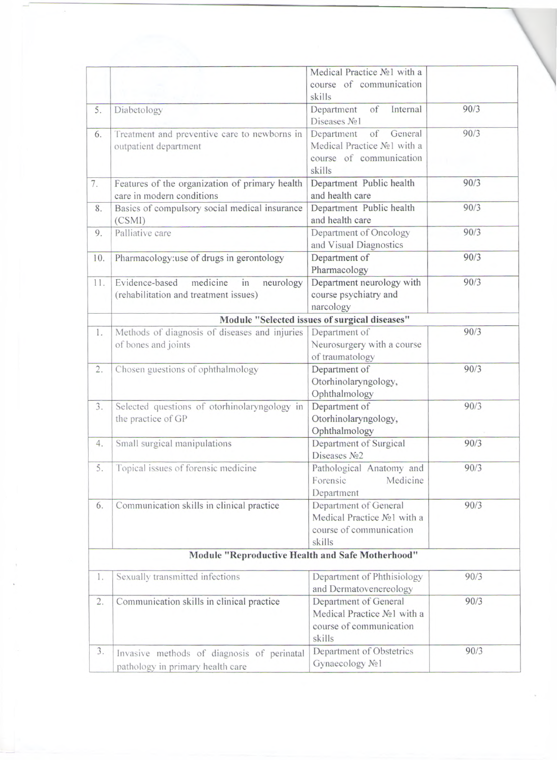| | | | |
|---|---|---|---|
| | | Medical Practice №1 with a course of communication skills | |
| 5. | Diabetology | Department of Internal Diseases №1 | 90/3 |
| 6. | Treatment and preventive care to newborns in outpatient department | Department of General Medical Practice №1 with a course of communication skills | 90/3 |
| 7. | Features of the organization of primary health care in modern conditions | Department Public health and health care | 90/3 |
| 8. | Basics of compulsory social medical insurance (CSMI) | Department Public health and health care | 90/3 |
| 9. | Palliative care | Department of Oncology and Visual Diagnostics | 90/3 |
| 10. | Pharmacology:use of drugs in gerontology | Department of Pharmacology | 90/3 |
| 11. | Evidence-based medicine in neurology (rehabilitation and treatment issues) | Department neurology with course psychiatry and narcology | 90/3 |
| | **Module "Selected issues of surgical diseases"** | | |
| 1. | Methods of diagnosis of diseases and injuries of bones and joints | Department of Neurosurgery with a course of traumatology | 90/3 |
| 2. | Chosen guestions of ophthalmology | Department of Otorhinolaryngology, Ophthalmology | 90/3 |
| 3. | Selected questions of otorhinolaryngology in the practice of GP | Department of Otorhinolaryngology, Ophthalmology | 90/3 |
| 4. | Small surgical manipulations | Department of Surgical Diseases №2 | 90/3 |
| 5. | Topical issues of forensic medicine | Pathological Anatomy and Forensic Medicine Department | 90/3 |
| 6. | Communication skills in clinical practice | Department of General Medical Practice №1 with a course of communication skills | 90/3 |
| **Module "Reproductive Health and Safe Motherhood"** | | | |
| 1. | Sexually transmitted infections | Department of Phthisiology and Dermatovenereology | 90/3 |
| 2. | Communication skills in clinical practice | Department of General Medical Practice №1 with a course of communication skills | 90/3 |
| 3. | Invasive methods of diagnosis of perinatal pathology in primary health care | Department of Obstetrics Gynaecology №1 | 90/3 |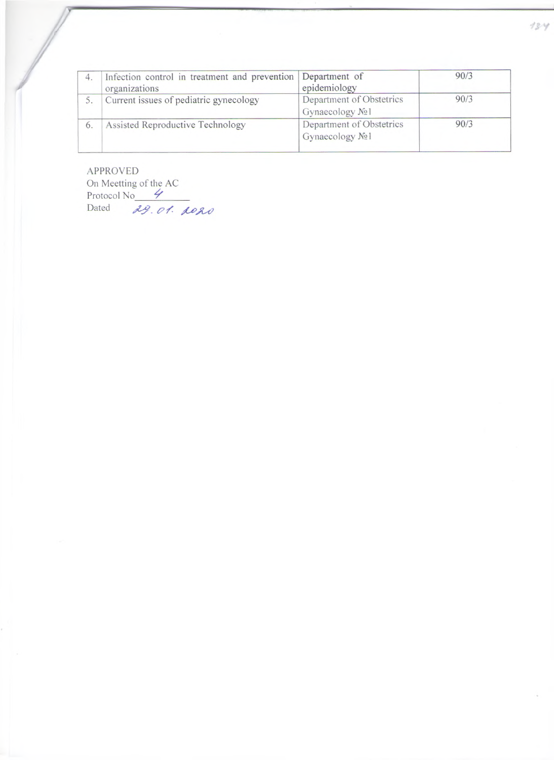| | | | |
|---|---|---|---|
| 4. | Infection control in treatment and prevention organizations | Department of epidemiology | 90/3 |
| 5. | Current issues of pediatric gynecology | Department of Obstetrics Gynaecology №1 | 90/3 |
| 6. | Assisted Reproductive Technology | Department of Obstetrics Gynaecology №1 | 90/3 |

APPROVED
On Meetting of the AC
Protocol No 4
Dated 29.01.2020